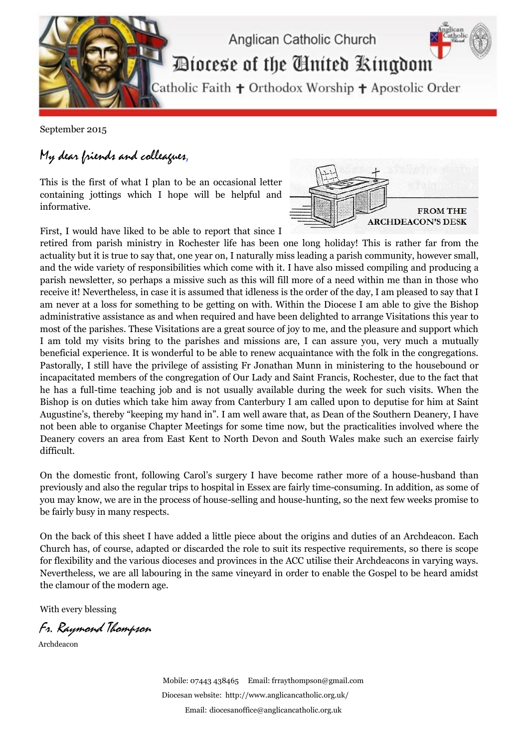Anglican Catholic Church

# Diocese of the United Kingdom

Catholic Faith ✝ Orthodox Worship ✝ Apostolic Order

September 2015

*My dear friends and colleagues,*

**FROM THE ARCHDEACON'S DESK**

This is the first of what I plan to be an occasional letter containing jottings which I hope will be helpful and informative.

First, I would have liked to be able to report that since I retired from parish ministry in Rochester life has been one long holiday! This is rather far from the actuality but it is true to say that, one year on, I naturally miss leading a parish community, however small, and the wide variety of responsibilities which come with it. I have also missed compiling and producing a parish newsletter, so perhaps a missive such as this will fill more of a need within me than in those who receive it! Nevertheless, in case it is assumed that idleness is the order of the day, I am pleased to say that I am never at a loss for something to be getting on with. Within the Diocese I am able to give the Bishop administrative assistance as and when required and have been delighted to arrange Visitations this year to most of the parishes. These Visitations are a great source of joy to me, and the pleasure and support which I am told my visits bring to the parishes and missions are, I can assure you, very much a mutually beneficial experience. It is wonderful to be able to renew acquaintance with the folk in the congregations. Pastorally, I still have the privilege of assisting Fr Jonathan Munn in ministering to the housebound or incapacitated members of the congregation of Our Lady and Saint Francis, Rochester, due to the fact that he has a full-time teaching job and is not usually available during the week for such visits. When the Bishop is on duties which take him away from Canterbury I am called upon to deputise for him at Saint Augustine's, thereby "keeping my hand in". I am well aware that, as Dean of the Southern Deanery, I have not been able to organise Chapter Meetings for some time now, but the practicalities involved where the Deanery covers an area from East Kent to North Devon and South Wales make such an exercise fairly difficult.

On the domestic front, following Carol's surgery I have become rather more of a house-husband than previously and also the regular trips to hospital in Essex are fairly time-consuming. In addition, as some of you may know, we are in the process of house-selling and house-hunting, so the next few weeks promise to be fairly busy in many respects.

On the back of this sheet I have added a little piece about the origins and duties of an Archdeacon. Each Church has, of course, adapted or discarded the role to suit its respective requirements, so there is scope for flexibility and the various dioceses and provinces in the ACC utilise their Archdeacons in varying ways. Nevertheless, we are all labouring in the same vineyard in order to enable the Gospel to be heard amidst the clamour of the modern age.

With every blessing

*Fr. Raymond Thompson*

Archdeacon

Mobile: 07443 438465 Email: frraythompson@gmail.com

Diocesan website: http://www.anglicancatholic.org.uk/

Email: diocesanoffice@anglicancatholic.org.uk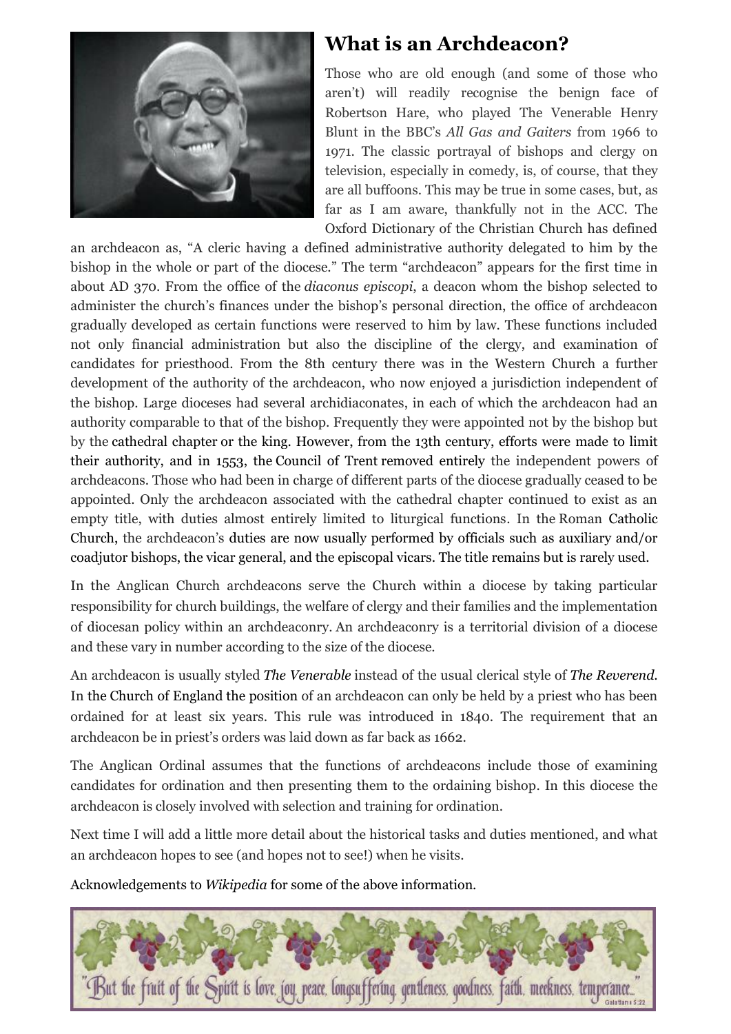## What is an Archdeacon?

Those who are old enough (and some of those who aren't) will readily recognise the benign face of Robertson Hare, who played The Venerable Henry Blunt in the BBC's *All Gas and Gaiters* from 1966 to 1971. The classic portrayal of bishops and clergy on television, especially in comedy, is, of course, that they are all buffoons. This may be true in some cases, but, as far as I am aware, thankfully not in the ACC. The Oxford Dictionary of the Christian Church has defined an archdeacon as, "A cleric having a defined administrative authority delegated to him by the bishop in the whole or part of the diocese." The term "archdeacon" appears for the first time in about AD 370. From the office of the *diaconus episcopi*, a deacon whom the bishop selected to administer the church's finances under the bishop's personal direction, the office of archdeacon gradually developed as certain functions were reserved to him by law. These functions included not only financial administration but also the discipline of the clergy, and examination of candidates for priesthood. From the 8th century there was in the Western Church a further development of the authority of the archdeacon, who now enjoyed a jurisdiction independent of the bishop. Large dioceses had several archidiaconates, in each of which the archdeacon had an authority comparable to that of the bishop. Frequently they were appointed not by the bishop but by the cathedral chapter or the king. However, from the 13th century, efforts were made to limit their authority, and in 1553, the Council of Trent removed entirely the independent powers of archdeacons. Those who had been in charge of different parts of the diocese gradually ceased to be appointed. Only the archdeacon associated with the cathedral chapter continued to exist as an empty title, with duties almost entirely limited to liturgical functions. In the Roman Catholic Church, the archdeacon's duties are now usually performed by officials such as auxiliary and/or coadjutor bishops, the vicar general, and the episcopal vicars. The title remains but is rarely used.

In the Anglican Church archdeacons serve the Church within a diocese by taking particular responsibility for church buildings, the welfare of clergy and their families and the implementation of diocesan policy within an archdeaconry. An archdeaconry is a territorial division of a diocese and these vary in number according to the size of the diocese.

An archdeacon is usually styled *The Venerable* instead of the usual clerical style of *The Reverend*. In the Church of England the position of an archdeacon can only be held by a priest who has been ordained for at least six years. This rule was introduced in 1840. The requirement that an archdeacon be in priest's orders was laid down as far back as 1662.

The Anglican Ordinal assumes that the functions of archdeacons include those of examining candidates for ordination and then presenting them to the ordaining bishop. In this diocese the archdeacon is closely involved with selection and training for ordination.

Next time I will add a little more detail about the historical tasks and duties mentioned, and what an archdeacon hopes to see (and hopes not to see!) when he visits.

Acknowledgements to *Wikipedia* for some of the above information.

"But the fruit of the Spirit is love, joy, peace, longsuffering, gentleness, goodness, faith, meekness, temperance..."
Galatians 5:22